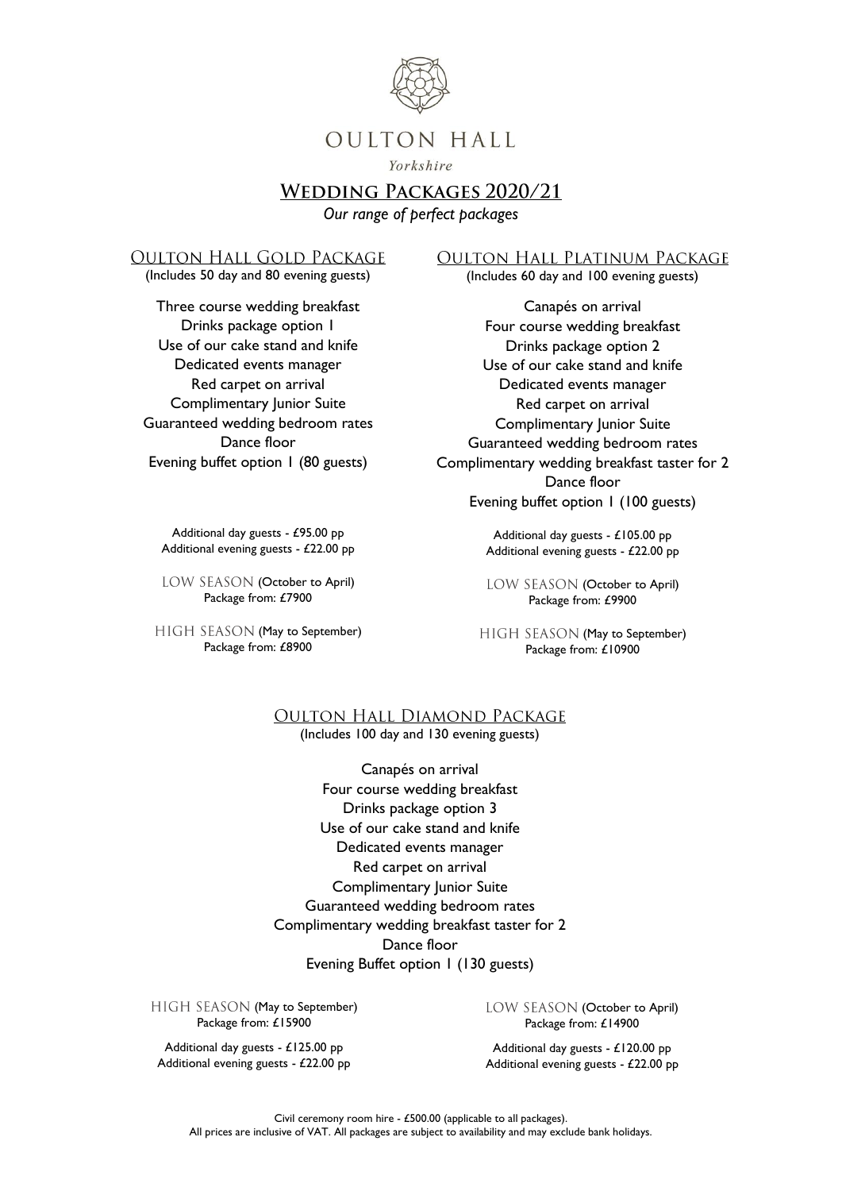# OULTON HALL

*Yorkshire*

## Wedding Packages 2020/21

*Our range of perfect packages*

### Oulton Hall Gold Package

(Includes 50 day and 80 evening guests)

Three course wedding breakfast
Drinks package option 1
Use of our cake stand and knife
Dedicated events manager
Red carpet on arrival
Complimentary Junior Suite
Guaranteed wedding bedroom rates
Dance floor
Evening buffet option 1 (80 guests)

Additional day guests - £95.00 pp
Additional evening guests - £22.00 pp

LOW SEASON (October to April)
Package from: £7900

HIGH SEASON (May to September)
Package from: £8900

### Oulton Hall Platinum Package

(Includes 60 day and 100 evening guests)

Canapés on arrival
Four course wedding breakfast
Drinks package option 2
Use of our cake stand and knife
Dedicated events manager
Red carpet on arrival
Complimentary Junior Suite
Guaranteed wedding bedroom rates
Complimentary wedding breakfast taster for 2
Dance floor
Evening buffet option 1 (100 guests)

Additional day guests - £105.00 pp
Additional evening guests - £22.00 pp

LOW SEASON (October to April)
Package from: £9900

HIGH SEASON (May to September)
Package from: £10900

### Oulton Hall Diamond Package

(Includes 100 day and 130 evening guests)

Canapés on arrival
Four course wedding breakfast
Drinks package option 3
Use of our cake stand and knife
Dedicated events manager
Red carpet on arrival
Complimentary Junior Suite
Guaranteed wedding bedroom rates
Complimentary wedding breakfast taster for 2
Dance floor
Evening Buffet option 1 (130 guests)

HIGH SEASON (May to September)
Package from: £15900

Additional day guests - £125.00 pp
Additional evening guests - £22.00 pp

LOW SEASON (October to April)
Package from: £14900

Additional day guests - £120.00 pp
Additional evening guests - £22.00 pp

Civil ceremony room hire - £500.00 (applicable to all packages).
All prices are inclusive of VAT. All packages are subject to availability and may exclude bank holidays.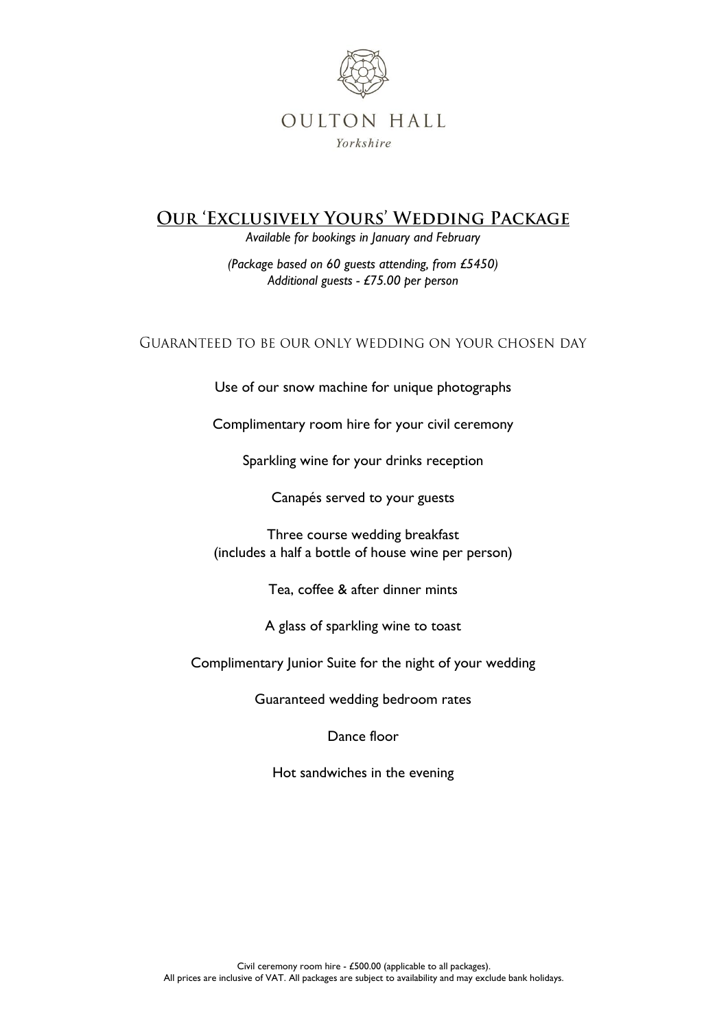# OULTON HALL

*Yorkshire*

## Our 'Exclusively Yours' Wedding Package

*Available for bookings in January and February*

*(Package based on 60 guests attending, from £5450)*
*Additional guests - £75.00 per person*

### Guaranteed to be our only wedding on your chosen day

Use of our snow machine for unique photographs

Complimentary room hire for your civil ceremony

Sparkling wine for your drinks reception

Canapés served to your guests

Three course wedding breakfast
(includes a half a bottle of house wine per person)

Tea, coffee & after dinner mints

A glass of sparkling wine to toast

Complimentary Junior Suite for the night of your wedding

Guaranteed wedding bedroom rates

Dance floor

Hot sandwiches in the evening

Civil ceremony room hire - £500.00 (applicable to all packages).
All prices are inclusive of VAT. All packages are subject to availability and may exclude bank holidays.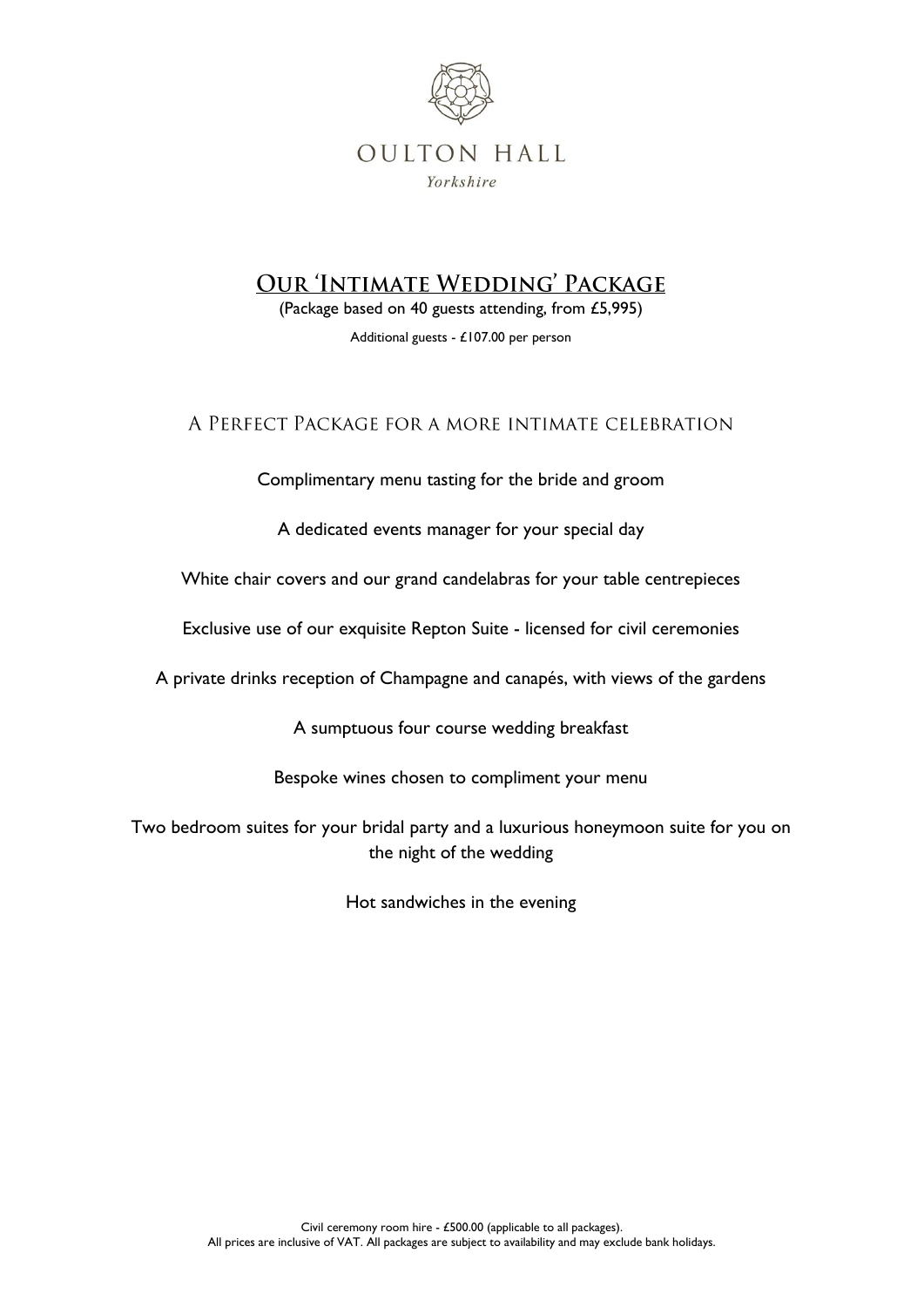OULTON HALL

*Yorkshire*

# Our 'Intimate Wedding' Package

(Package based on 40 guests attending, from £5,995)

Additional guests - £107.00 per person

## A Perfect Package for a more intimate celebration

Complimentary menu tasting for the bride and groom

A dedicated events manager for your special day

White chair covers and our grand candelabras for your table centrepieces

Exclusive use of our exquisite Repton Suite - licensed for civil ceremonies

A private drinks reception of Champagne and canapés, with views of the gardens

A sumptuous four course wedding breakfast

Bespoke wines chosen to compliment your menu

Two bedroom suites for your bridal party and a luxurious honeymoon suite for you on the night of the wedding

Hot sandwiches in the evening

Civil ceremony room hire - £500.00 (applicable to all packages).
All prices are inclusive of VAT. All packages are subject to availability and may exclude bank holidays.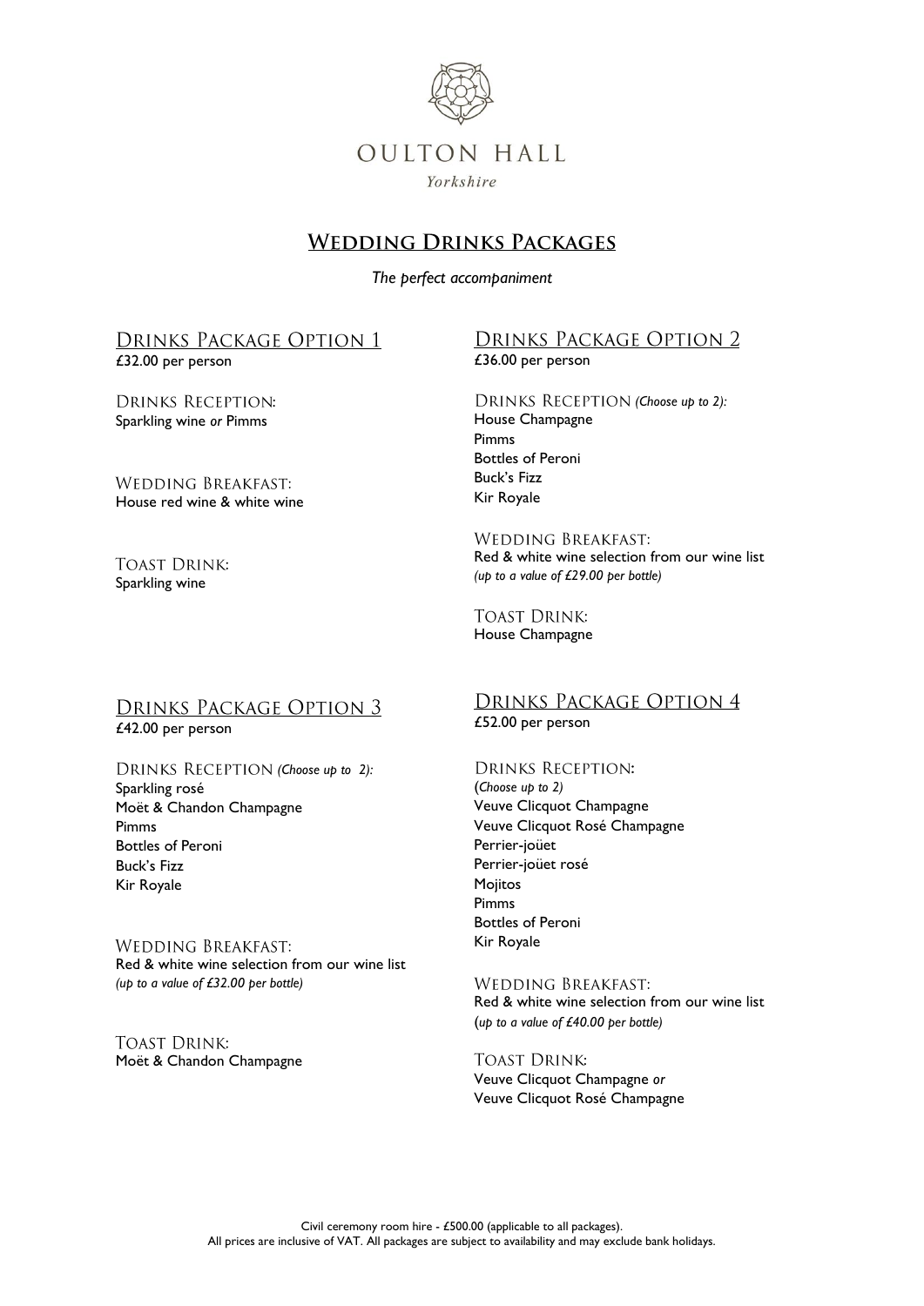# OULTON HALL

*Yorkshire*

## Wedding Drinks Packages

*The perfect accompaniment*

### Drinks Package Option 1

£32.00 per person

Drinks Reception:
Sparkling wine *or* Pimms

Wedding Breakfast:
House red wine & white wine

Toast Drink:
Sparkling wine

### Drinks Package Option 2

£36.00 per person

Drinks Reception *(Choose up to 2):*
House Champagne
Pimms
Bottles of Peroni
Buck's Fizz
Kir Royale

Wedding Breakfast:
Red & white wine selection from our wine list
*(up to a value of £29.00 per bottle)*

Toast Drink:
House Champagne

### Drinks Package Option 3

£42.00 per person

Drinks Reception *(Choose up to 2):*
Sparkling rosé
Moët & Chandon Champagne
Pimms
Bottles of Peroni
Buck's Fizz
Kir Royale

Wedding Breakfast:
Red & white wine selection from our wine list
*(up to a value of £32.00 per bottle)*

Toast Drink:
Moët & Chandon Champagne

### Drinks Package Option 4

£52.00 per person

Drinks Reception:
*(Choose up to 2)*
Veuve Clicquot Champagne
Veuve Clicquot Rosé Champagne
Perrier-joüet
Perrier-joüet rosé
Mojitos
Pimms
Bottles of Peroni
Kir Royale

Wedding Breakfast:
Red & white wine selection from our wine list
*(up to a value of £40.00 per bottle)*

Toast Drink:
Veuve Clicquot Champagne *or*
Veuve Clicquot Rosé Champagne

Civil ceremony room hire - £500.00 (applicable to all packages).
All prices are inclusive of VAT. All packages are subject to availability and may exclude bank holidays.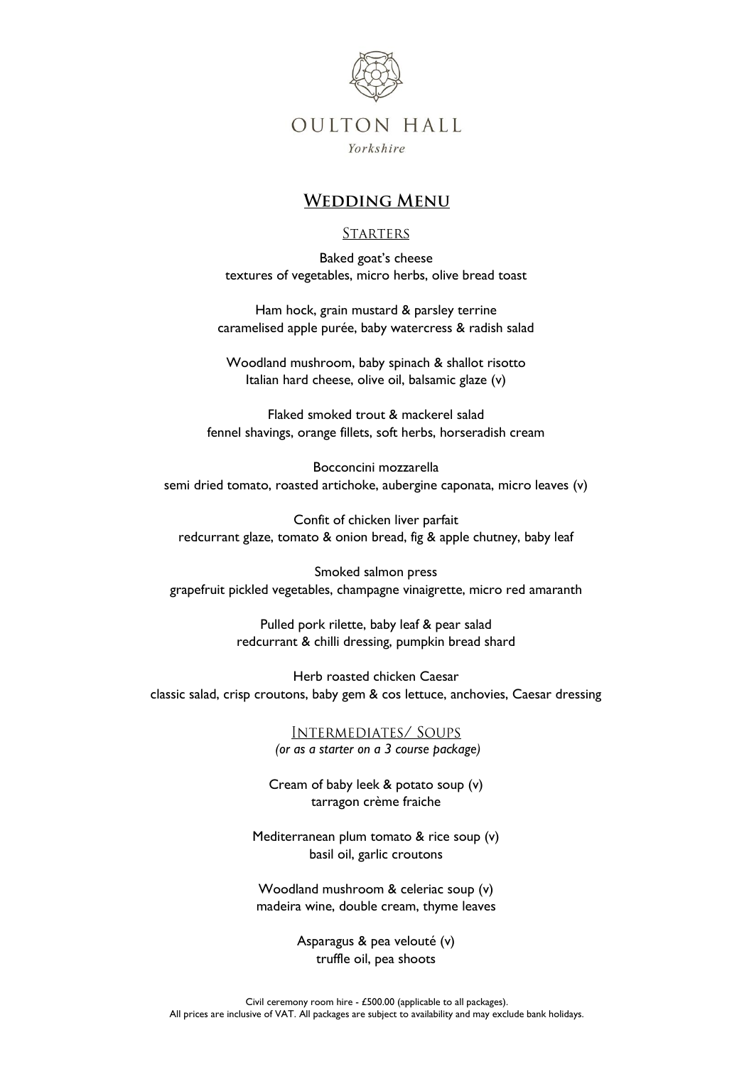OULTON HALL

*Yorkshire*

# Wedding Menu

## Starters

Baked goat's cheese
textures of vegetables, micro herbs, olive bread toast

Ham hock, grain mustard & parsley terrine
caramelised apple purée, baby watercress & radish salad

Woodland mushroom, baby spinach & shallot risotto
Italian hard cheese, olive oil, balsamic glaze (v)

Flaked smoked trout & mackerel salad
fennel shavings, orange fillets, soft herbs, horseradish cream

Bocconcini mozzarella
semi dried tomato, roasted artichoke, aubergine caponata, micro leaves (v)

Confit of chicken liver parfait
redcurrant glaze, tomato & onion bread, fig & apple chutney, baby leaf

Smoked salmon press
grapefruit pickled vegetables, champagne vinaigrette, micro red amaranth

Pulled pork rilette, baby leaf & pear salad
redcurrant & chilli dressing, pumpkin bread shard

Herb roasted chicken Caesar
classic salad, crisp croutons, baby gem & cos lettuce, anchovies, Caesar dressing

## Intermediates/ Soups

*(or as a starter on a 3 course package)*

Cream of baby leek & potato soup (v)
tarragon crème fraiche

Mediterranean plum tomato & rice soup (v)
basil oil, garlic croutons

Woodland mushroom & celeriac soup (v)
madeira wine, double cream, thyme leaves

Asparagus & pea velouté (v)
truffle oil, pea shoots

Civil ceremony room hire - £500.00 (applicable to all packages).
All prices are inclusive of VAT. All packages are subject to availability and may exclude bank holidays.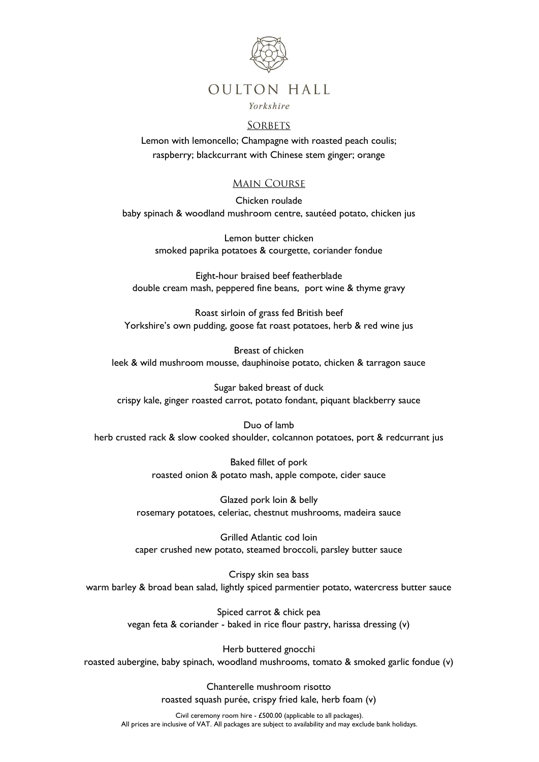# OULTON HALL

*Yorkshire*

## Sorbets

Lemon with lemoncello; Champagne with roasted peach coulis; raspberry; blackcurrant with Chinese stem ginger; orange

## Main Course

Chicken roulade
baby spinach & woodland mushroom centre, sautéed potato, chicken jus

Lemon butter chicken
smoked paprika potatoes & courgette, coriander fondue

Eight-hour braised beef featherblade
double cream mash, peppered fine beans, port wine & thyme gravy

Roast sirloin of grass fed British beef
Yorkshire's own pudding, goose fat roast potatoes, herb & red wine jus

Breast of chicken
leek & wild mushroom mousse, dauphinoise potato, chicken & tarragon sauce

Sugar baked breast of duck
crispy kale, ginger roasted carrot, potato fondant, piquant blackberry sauce

Duo of lamb
herb crusted rack & slow cooked shoulder, colcannon potatoes, port & redcurrant jus

Baked fillet of pork
roasted onion & potato mash, apple compote, cider sauce

Glazed pork loin & belly
rosemary potatoes, celeriac, chestnut mushrooms, madeira sauce

Grilled Atlantic cod loin
caper crushed new potato, steamed broccoli, parsley butter sauce

Crispy skin sea bass
warm barley & broad bean salad, lightly spiced parmentier potato, watercress butter sauce

Spiced carrot & chick pea
vegan feta & coriander - baked in rice flour pastry, harissa dressing (v)

Herb buttered gnocchi
roasted aubergine, baby spinach, woodland mushrooms, tomato & smoked garlic fondue (v)

Chanterelle mushroom risotto
roasted squash purée, crispy fried kale, herb foam (v)

Civil ceremony room hire - £500.00 (applicable to all packages).
All prices are inclusive of VAT. All packages are subject to availability and may exclude bank holidays.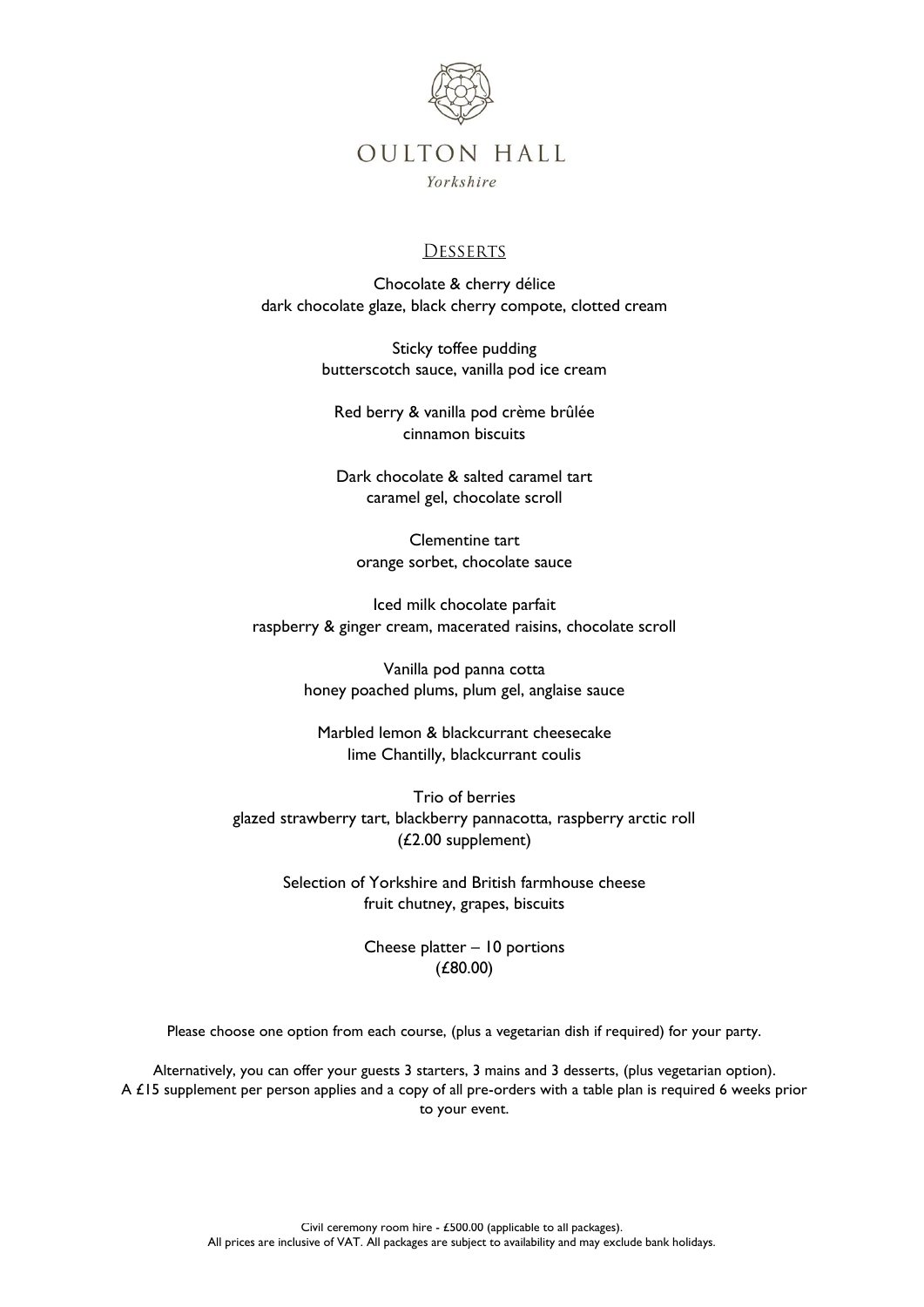# OULTON HALL

*Yorkshire*

## Desserts

Chocolate & cherry délice
dark chocolate glaze, black cherry compote, clotted cream

Sticky toffee pudding
butterscotch sauce, vanilla pod ice cream

Red berry & vanilla pod crème brûlée
cinnamon biscuits

Dark chocolate & salted caramel tart
caramel gel, chocolate scroll

Clementine tart
orange sorbet, chocolate sauce

Iced milk chocolate parfait
raspberry & ginger cream, macerated raisins, chocolate scroll

Vanilla pod panna cotta
honey poached plums, plum gel, anglaise sauce

Marbled lemon & blackcurrant cheesecake
lime Chantilly, blackcurrant coulis

Trio of berries
glazed strawberry tart, blackberry pannacotta, raspberry arctic roll
(£2.00 supplement)

Selection of Yorkshire and British farmhouse cheese
fruit chutney, grapes, biscuits

Cheese platter – 10 portions
(£80.00)

Please choose one option from each course, (plus a vegetarian dish if required) for your party.

Alternatively, you can offer your guests 3 starters, 3 mains and 3 desserts, (plus vegetarian option).
A £15 supplement per person applies and a copy of all pre-orders with a table plan is required 6 weeks prior to your event.

Civil ceremony room hire - £500.00 (applicable to all packages).
All prices are inclusive of VAT. All packages are subject to availability and may exclude bank holidays.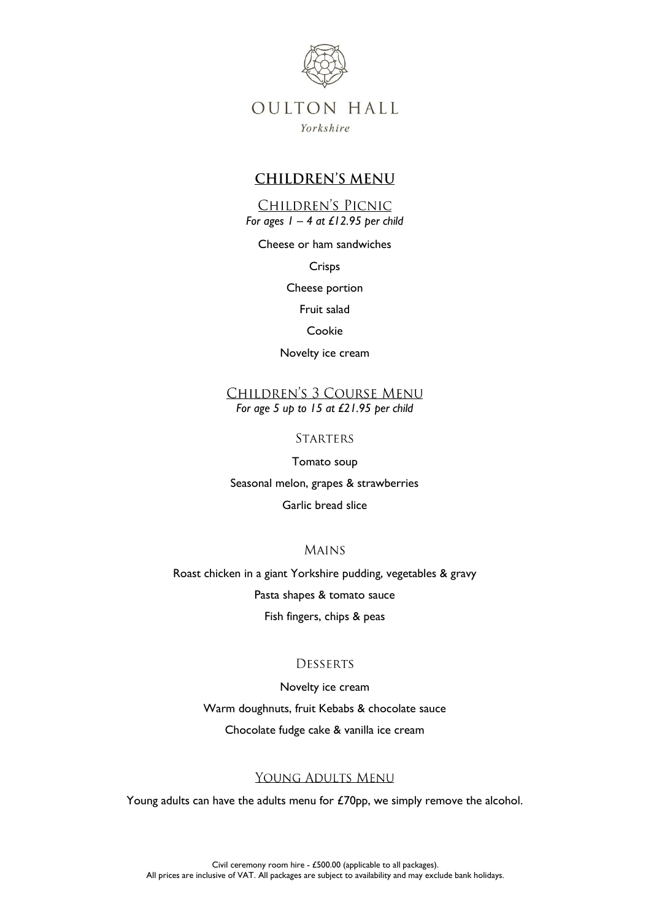# OULTON HALL

*Yorkshire*

## CHILDREN'S MENU

### Children's Picnic

*For ages 1 – 4 at £12.95 per child*

Cheese or ham sandwiches

Crisps

Cheese portion

Fruit salad

Cookie

Novelty ice cream

### Children's 3 Course Menu

*For age 5 up to 15 at £21.95 per child*

#### Starters

Tomato soup

Seasonal melon, grapes & strawberries

Garlic bread slice

#### Mains

Roast chicken in a giant Yorkshire pudding, vegetables & gravy

Pasta shapes & tomato sauce

Fish fingers, chips & peas

#### Desserts

Novelty ice cream

Warm doughnuts, fruit Kebabs & chocolate sauce

Chocolate fudge cake & vanilla ice cream

### Young Adults Menu

Young adults can have the adults menu for £70pp, we simply remove the alcohol.

Civil ceremony room hire - £500.00 (applicable to all packages).
All prices are inclusive of VAT. All packages are subject to availability and may exclude bank holidays.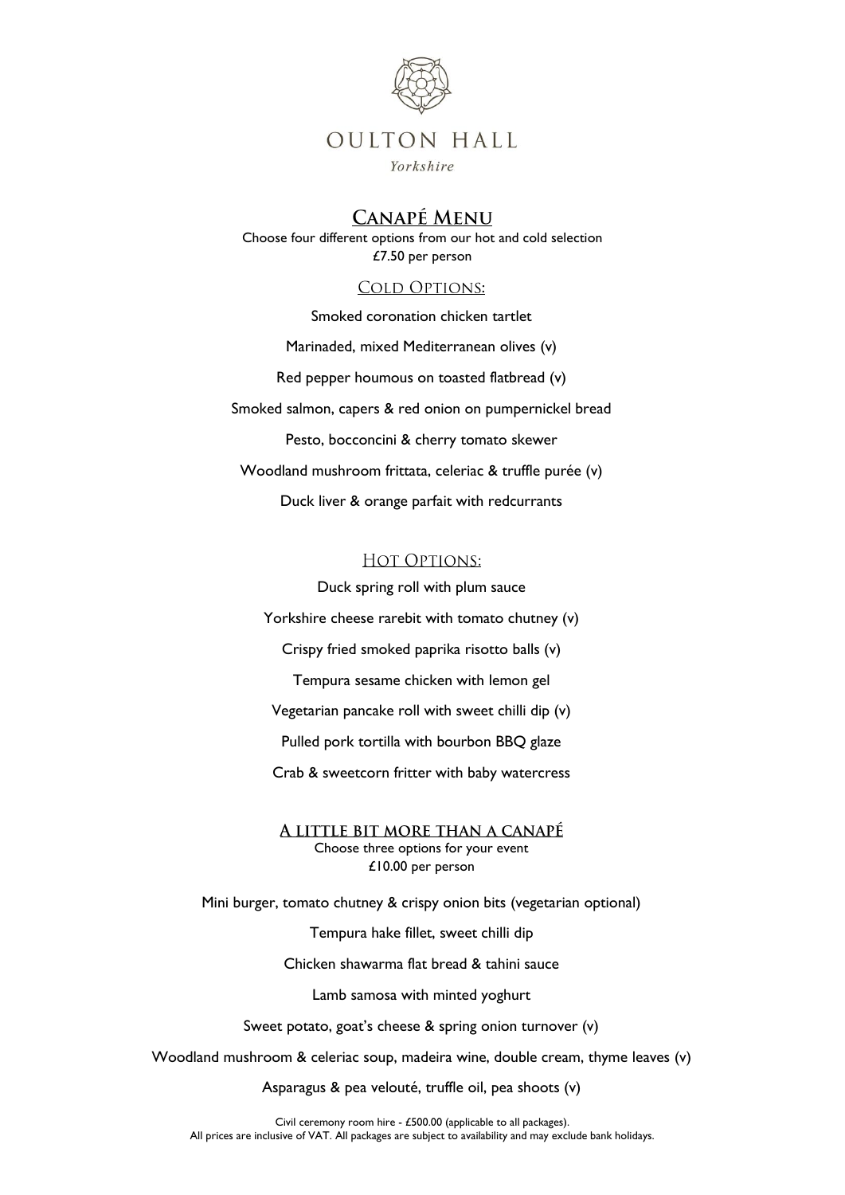OULTON HALL

*Yorkshire*

# Canapé Menu

Choose four different options from our hot and cold selection

£7.50 per person

## Cold Options:

Smoked coronation chicken tartlet

Marinaded, mixed Mediterranean olives (v)

Red pepper houmous on toasted flatbread (v)

Smoked salmon, capers & red onion on pumpernickel bread

Pesto, bocconcini & cherry tomato skewer

Woodland mushroom frittata, celeriac & truffle purée (v)

Duck liver & orange parfait with redcurrants

## Hot Options:

Duck spring roll with plum sauce

Yorkshire cheese rarebit with tomato chutney (v)

Crispy fried smoked paprika risotto balls (v)

Tempura sesame chicken with lemon gel

Vegetarian pancake roll with sweet chilli dip (v)

Pulled pork tortilla with bourbon BBQ glaze

Crab & sweetcorn fritter with baby watercress

## A little bit more than a canapé

Choose three options for your event

£10.00 per person

Mini burger, tomato chutney & crispy onion bits (vegetarian optional)

Tempura hake fillet, sweet chilli dip

Chicken shawarma flat bread & tahini sauce

Lamb samosa with minted yoghurt

Sweet potato, goat's cheese & spring onion turnover (v)

Woodland mushroom & celeriac soup, madeira wine, double cream, thyme leaves (v)

Asparagus & pea velouté, truffle oil, pea shoots (v)

Civil ceremony room hire - £500.00 (applicable to all packages).

All prices are inclusive of VAT. All packages are subject to availability and may exclude bank holidays.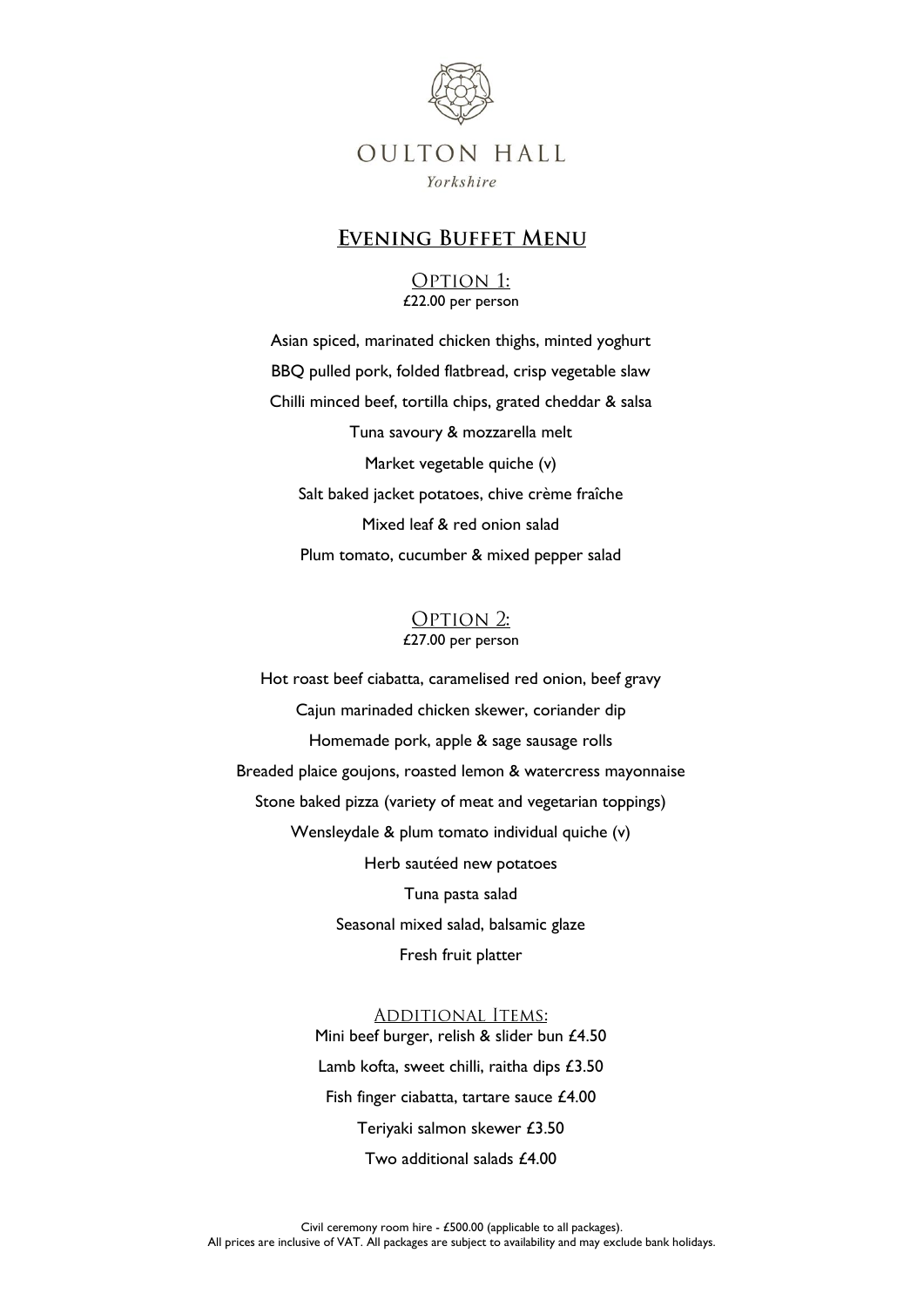OULTON HALL

*Yorkshire*

# Evening Buffet Menu

## Option 1:

£22.00 per person

Asian spiced, marinated chicken thighs, minted yoghurt

BBQ pulled pork, folded flatbread, crisp vegetable slaw

Chilli minced beef, tortilla chips, grated cheddar & salsa

Tuna savoury & mozzarella melt

Market vegetable quiche (v)

Salt baked jacket potatoes, chive crème fraîche

Mixed leaf & red onion salad

Plum tomato, cucumber & mixed pepper salad

## Option 2:

£27.00 per person

Hot roast beef ciabatta, caramelised red onion, beef gravy

Cajun marinaded chicken skewer, coriander dip

Homemade pork, apple & sage sausage rolls

Breaded plaice goujons, roasted lemon & watercress mayonnaise

Stone baked pizza (variety of meat and vegetarian toppings)

Wensleydale & plum tomato individual quiche (v)

Herb sautéed new potatoes

Tuna pasta salad

Seasonal mixed salad, balsamic glaze

Fresh fruit platter

## Additional Items:

Mini beef burger, relish & slider bun £4.50

Lamb kofta, sweet chilli, raitha dips £3.50

Fish finger ciabatta, tartare sauce £4.00

Teriyaki salmon skewer £3.50

Two additional salads £4.00

Civil ceremony room hire - £500.00 (applicable to all packages).
All prices are inclusive of VAT. All packages are subject to availability and may exclude bank holidays.